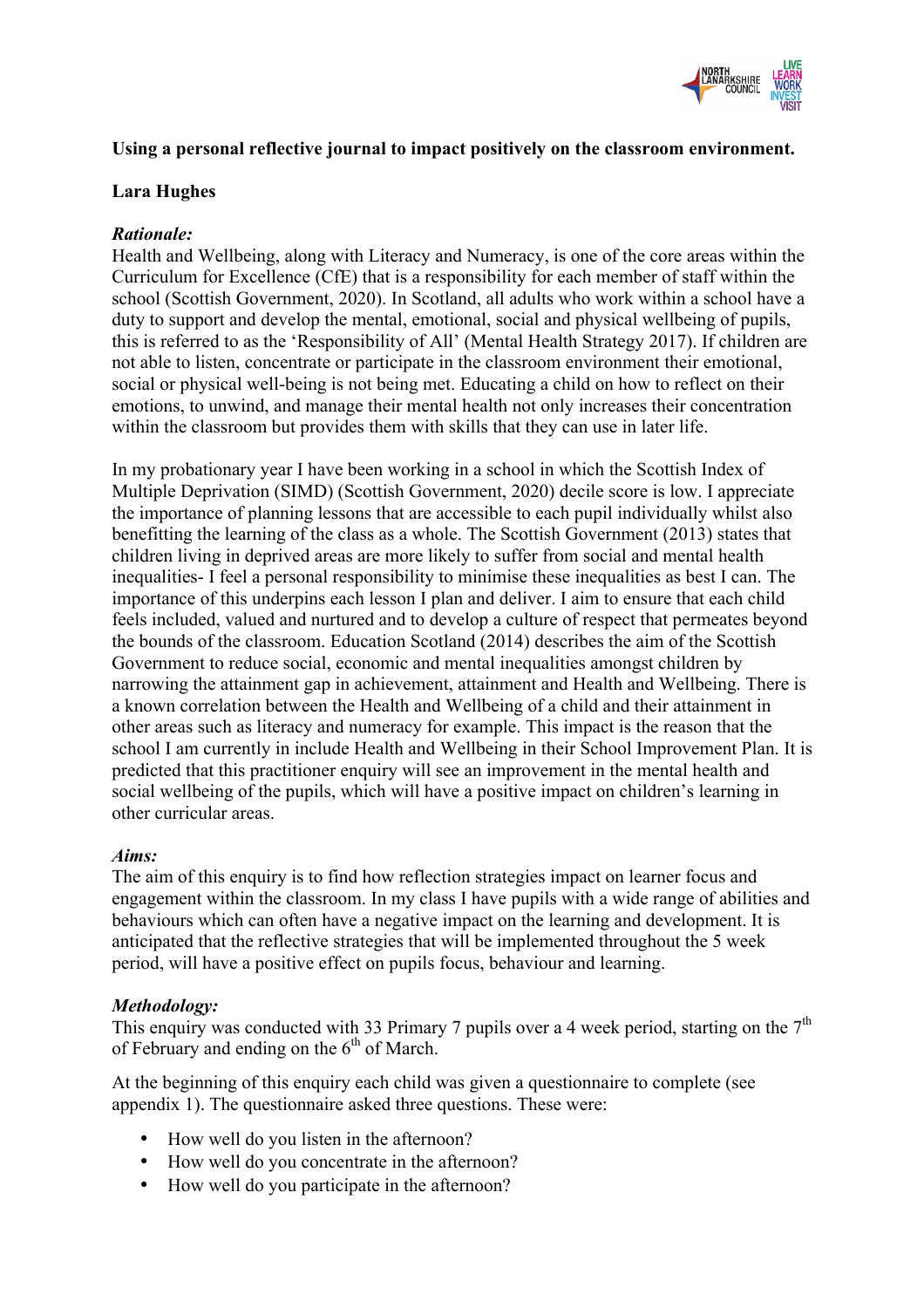**Using a personal reflective journal to impact positively on the classroom environment.**

**Lara Hughes**

***Rationale:***

Health and Wellbeing, along with Literacy and Numeracy, is one of the core areas within the Curriculum for Excellence (CfE) that is a responsibility for each member of staff within the school (Scottish Government, 2020). In Scotland, all adults who work within a school have a duty to support and develop the mental, emotional, social and physical wellbeing of pupils, this is referred to as the 'Responsibility of All' (Mental Health Strategy 2017). If children are not able to listen, concentrate or participate in the classroom environment their emotional, social or physical well-being is not being met. Educating a child on how to reflect on their emotions, to unwind, and manage their mental health not only increases their concentration within the classroom but provides them with skills that they can use in later life.

In my probationary year I have been working in a school in which the Scottish Index of Multiple Deprivation (SIMD) (Scottish Government, 2020) decile score is low. I appreciate the importance of planning lessons that are accessible to each pupil individually whilst also benefitting the learning of the class as a whole. The Scottish Government (2013) states that children living in deprived areas are more likely to suffer from social and mental health inequalities- I feel a personal responsibility to minimise these inequalities as best I can. The importance of this underpins each lesson I plan and deliver. I aim to ensure that each child feels included, valued and nurtured and to develop a culture of respect that permeates beyond the bounds of the classroom. Education Scotland (2014) describes the aim of the Scottish Government to reduce social, economic and mental inequalities amongst children by narrowing the attainment gap in achievement, attainment and Health and Wellbeing. There is a known correlation between the Health and Wellbeing of a child and their attainment in other areas such as literacy and numeracy for example. This impact is the reason that the school I am currently in include Health and Wellbeing in their School Improvement Plan. It is predicted that this practitioner enquiry will see an improvement in the mental health and social wellbeing of the pupils, which will have a positive impact on children's learning in other curricular areas.

***Aims:***

The aim of this enquiry is to find how reflection strategies impact on learner focus and engagement within the classroom. In my class I have pupils with a wide range of abilities and behaviours which can often have a negative impact on the learning and development. It is anticipated that the reflective strategies that will be implemented throughout the 5 week period, will have a positive effect on pupils focus, behaviour and learning.

***Methodology:***

This enquiry was conducted with 33 Primary 7 pupils over a 4 week period, starting on the 7th of February and ending on the 6th of March.

At the beginning of this enquiry each child was given a questionnaire to complete (see appendix 1). The questionnaire asked three questions. These were:

- How well do you listen in the afternoon?
- How well do you concentrate in the afternoon?
- How well do you participate in the afternoon?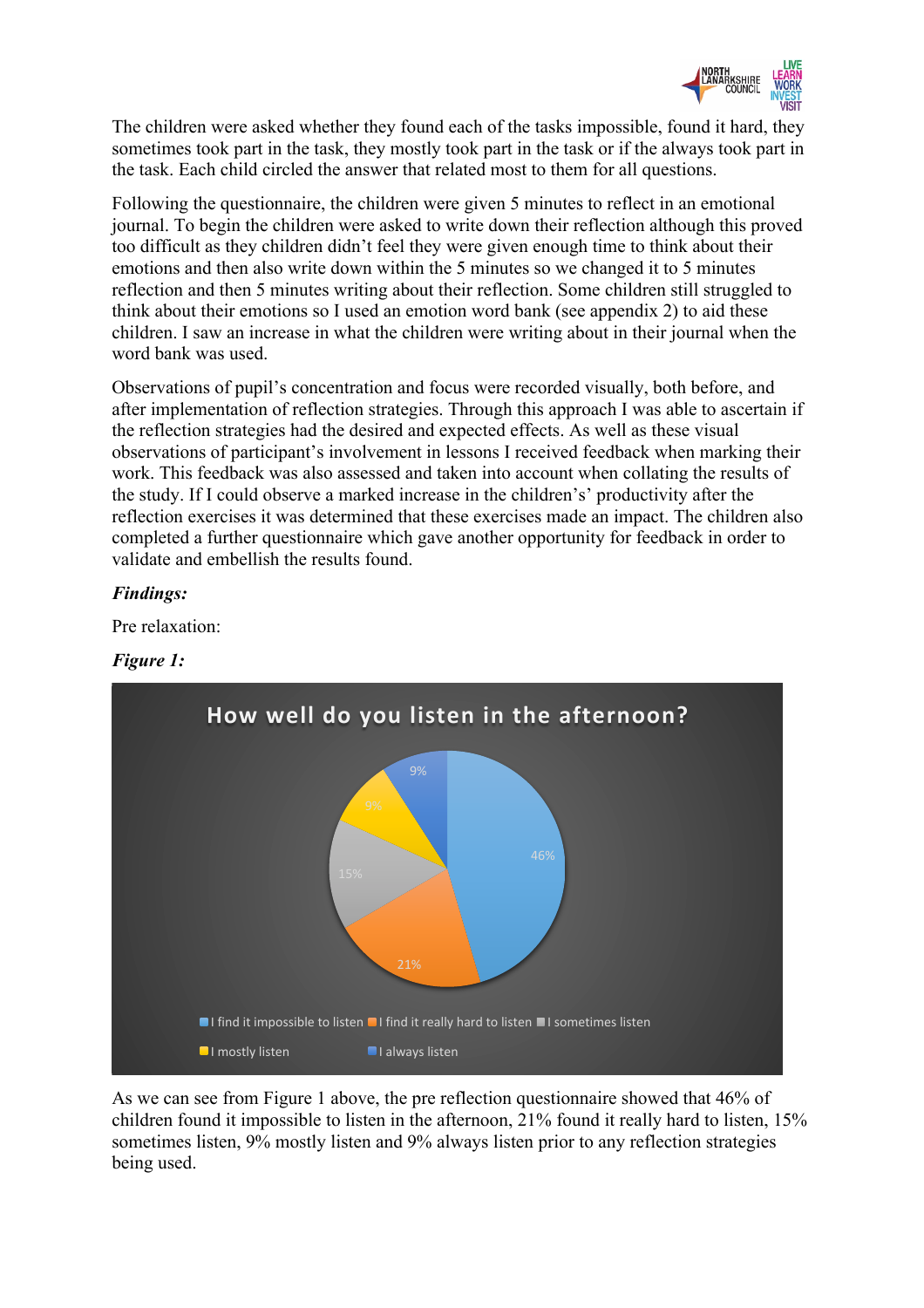The children were asked whether they found each of the tasks impossible, found it hard, they sometimes took part in the task, they mostly took part in the task or if the always took part in the task. Each child circled the answer that related most to them for all questions.

Following the questionnaire, the children were given 5 minutes to reflect in an emotional journal. To begin the children were asked to write down their reflection although this proved too difficult as they children didn't feel they were given enough time to think about their emotions and then also write down within the 5 minutes so we changed it to 5 minutes reflection and then 5 minutes writing about their reflection. Some children still struggled to think about their emotions so I used an emotion word bank (see appendix 2) to aid these children. I saw an increase in what the children were writing about in their journal when the word bank was used.

Observations of pupil's concentration and focus were recorded visually, both before, and after implementation of reflection strategies. Through this approach I was able to ascertain if the reflection strategies had the desired and expected effects. As well as these visual observations of participant's involvement in lessons I received feedback when marking their work. This feedback was also assessed and taken into account when collating the results of the study. If I could observe a marked increase in the children's' productivity after the reflection exercises it was determined that these exercises made an impact. The children also completed a further questionnaire which gave another opportunity for feedback in order to validate and embellish the results found.

***Findings:***

Pre relaxation:

***Figure 1:***

How well do you listen in the afternoon?

| Response | Percentage |
| --- | --- |
| I find it impossible to listen | 46% |
| I find it really hard to listen | 21% |
| I sometimes listen | 15% |
| I mostly listen | 9% |
| I always listen | 9% |

As we can see from Figure 1 above, the pre reflection questionnaire showed that 46% of children found it impossible to listen in the afternoon, 21% found it really hard to listen, 15% sometimes listen, 9% mostly listen and 9% always listen prior to any reflection strategies being used.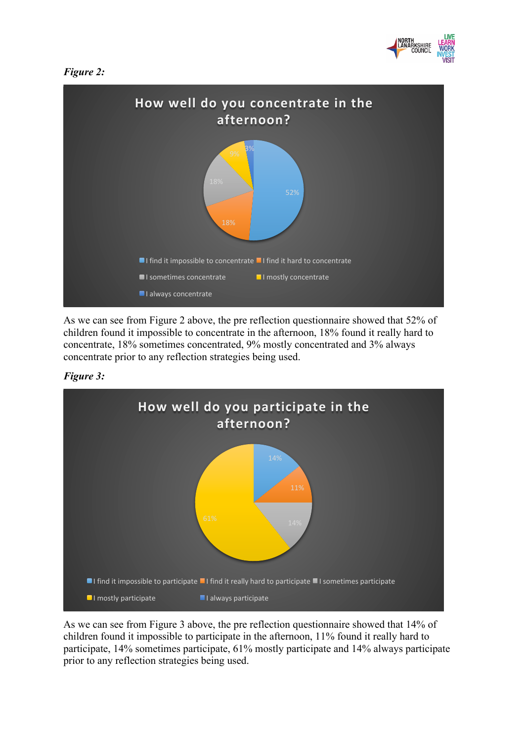***Figure 2:***

As we can see from Figure 2 above, the pre reflection questionnaire showed that 52% of children found it impossible to concentrate in the afternoon, 18% found it really hard to concentrate, 18% sometimes concentrated, 9% mostly concentrated and 3% always concentrate prior to any reflection strategies being used.

***Figure 3:***

As we can see from Figure 3 above, the pre reflection questionnaire showed that 14% of children found it impossible to participate in the afternoon, 11% found it really hard to participate, 14% sometimes participate, 61% mostly participate and 14% always participate prior to any reflection strategies being used.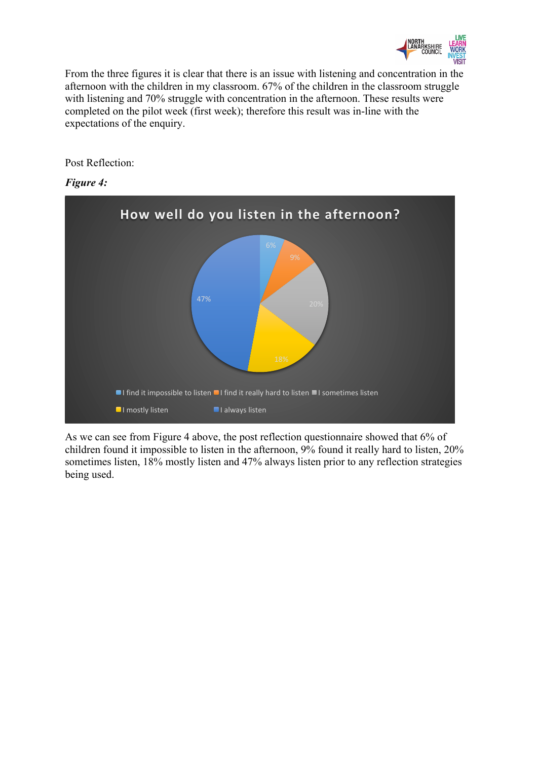From the three figures it is clear that there is an issue with listening and concentration in the afternoon with the children in my classroom. 67% of the children in the classroom struggle with listening and 70% struggle with concentration in the afternoon. These results were completed on the pilot week (first week); therefore this result was in-line with the expectations of the enquiry.

Post Reflection:

***Figure 4:***

**How well do you listen in the afternoon?**

| Response | Percentage |
|---|---|
| I find it impossible to listen | 6% |
| I find it really hard to listen | 9% |
| I sometimes listen | 20% |
| I mostly listen | 18% |
| I always listen | 47% |

As we can see from Figure 4 above, the post reflection questionnaire showed that 6% of children found it impossible to listen in the afternoon, 9% found it really hard to listen, 20% sometimes listen, 18% mostly listen and 47% always listen prior to any reflection strategies being used.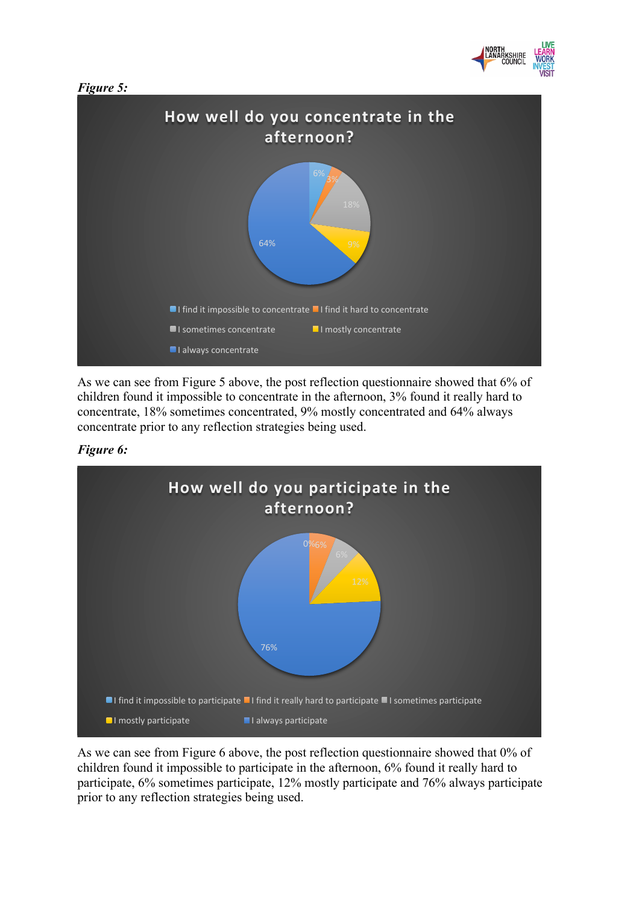*Figure 5:*

As we can see from Figure 5 above, the post reflection questionnaire showed that 6% of children found it impossible to concentrate in the afternoon, 3% found it really hard to concentrate, 18% sometimes concentrated, 9% mostly concentrated and 64% always concentrate prior to any reflection strategies being used.

*Figure 6:*

As we can see from Figure 6 above, the post reflection questionnaire showed that 0% of children found it impossible to participate in the afternoon, 6% found it really hard to participate, 6% sometimes participate, 12% mostly participate and 76% always participate prior to any reflection strategies being used.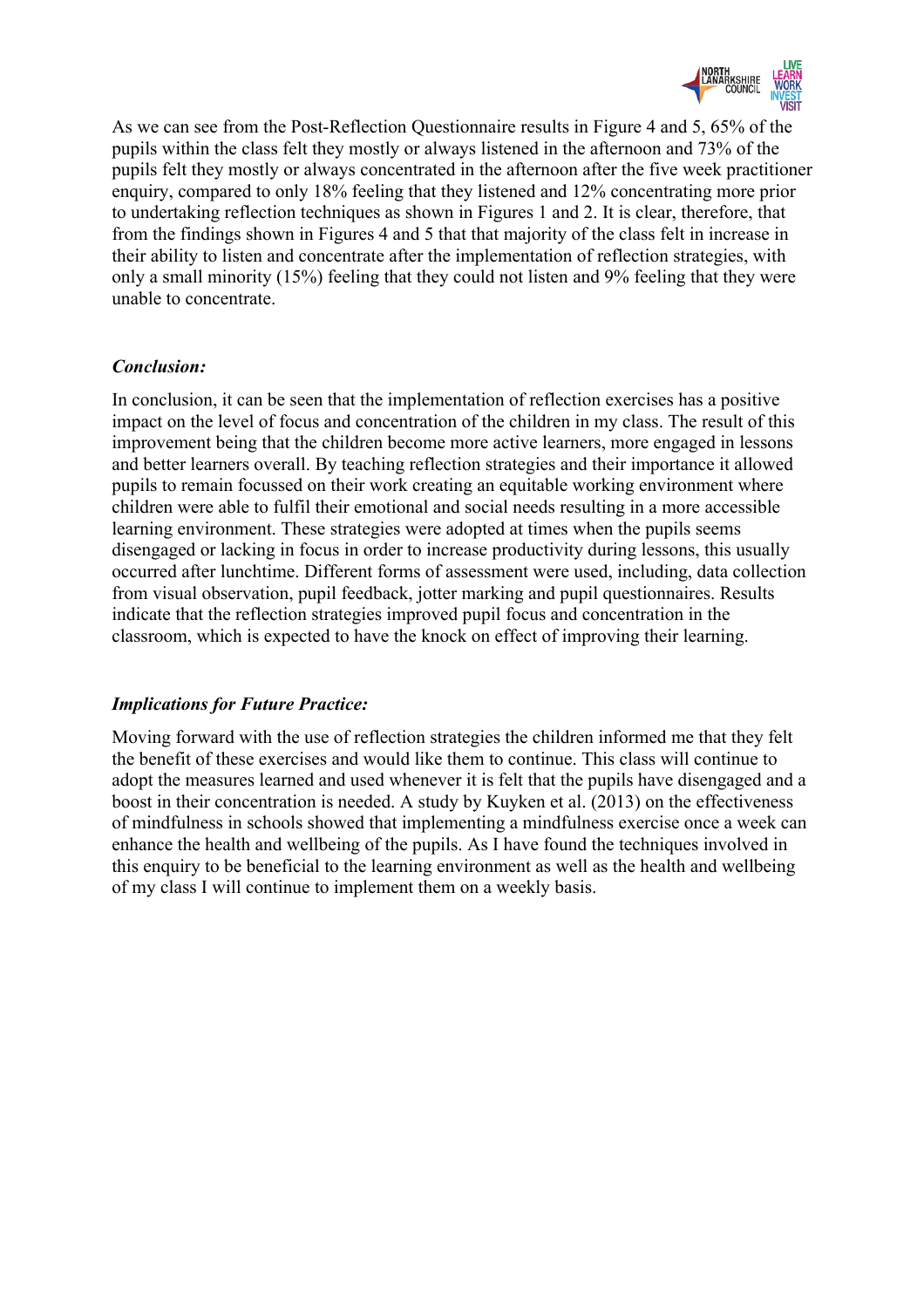As we can see from the Post-Reflection Questionnaire results in Figure 4 and 5, 65% of the pupils within the class felt they mostly or always listened in the afternoon and 73% of the pupils felt they mostly or always concentrated in the afternoon after the five week practitioner enquiry, compared to only 18% feeling that they listened and 12% concentrating more prior to undertaking reflection techniques as shown in Figures 1 and 2. It is clear, therefore, that from the findings shown in Figures 4 and 5 that that majority of the class felt in increase in their ability to listen and concentrate after the implementation of reflection strategies, with only a small minority (15%) feeling that they could not listen and 9% feeling that they were unable to concentrate.

### *Conclusion:*

In conclusion, it can be seen that the implementation of reflection exercises has a positive impact on the level of focus and concentration of the children in my class. The result of this improvement being that the children become more active learners, more engaged in lessons and better learners overall. By teaching reflection strategies and their importance it allowed pupils to remain focussed on their work creating an equitable working environment where children were able to fulfil their emotional and social needs resulting in a more accessible learning environment. These strategies were adopted at times when the pupils seems disengaged or lacking in focus in order to increase productivity during lessons, this usually occurred after lunchtime. Different forms of assessment were used, including, data collection from visual observation, pupil feedback, jotter marking and pupil questionnaires. Results indicate that the reflection strategies improved pupil focus and concentration in the classroom, which is expected to have the knock on effect of improving their learning.

### *Implications for Future Practice:*

Moving forward with the use of reflection strategies the children informed me that they felt the benefit of these exercises and would like them to continue. This class will continue to adopt the measures learned and used whenever it is felt that the pupils have disengaged and a boost in their concentration is needed. A study by Kuyken et al. (2013) on the effectiveness of mindfulness in schools showed that implementing a mindfulness exercise once a week can enhance the health and wellbeing of the pupils. As I have found the techniques involved in this enquiry to be beneficial to the learning environment as well as the health and wellbeing of my class I will continue to implement them on a weekly basis.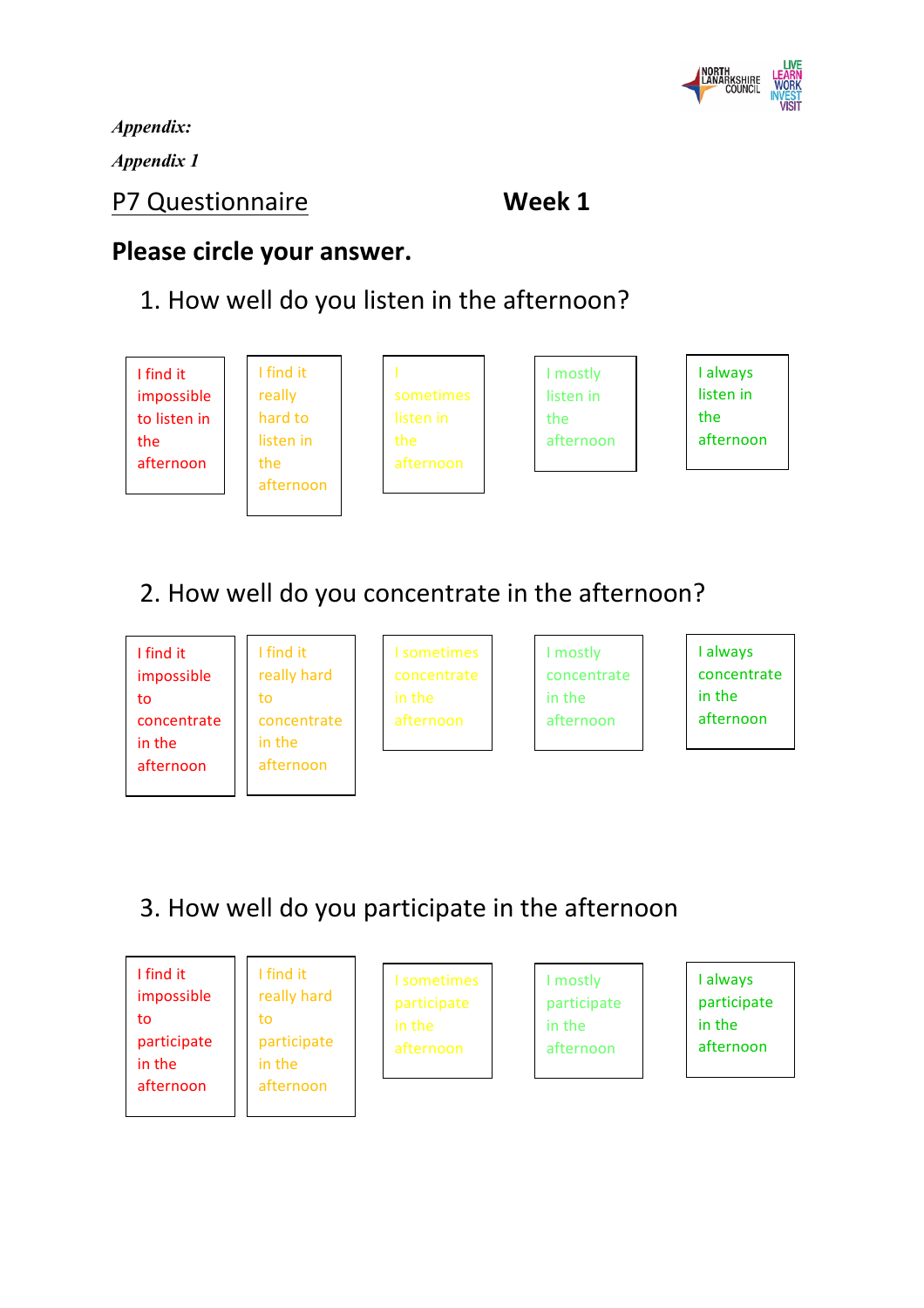*Appendix:*

*Appendix 1*

P7 Questionnaire **Week 1**

**Please circle your answer.**

1. How well do you listen in the afternoon?

| I find it impossible to listen in the afternoon | I find it really hard to listen in the afternoon | I sometimes listen in the afternoon | I mostly listen in the afternoon | I always listen in the afternoon |
|---|---|---|---|---|

2. How well do you concentrate in the afternoon?

| I find it impossible to concentrate in the afternoon | I find it really hard to concentrate in the afternoon | I sometimes concentrate in the afternoon | I mostly concentrate in the afternoon | I always concentrate in the afternoon |
|---|---|---|---|---|

3. How well do you participate in the afternoon

| I find it impossible to participate in the afternoon | I find it really hard to participate in the afternoon | I sometimes participate in the afternoon | I mostly participate in the afternoon | I always participate in the afternoon |
|---|---|---|---|---|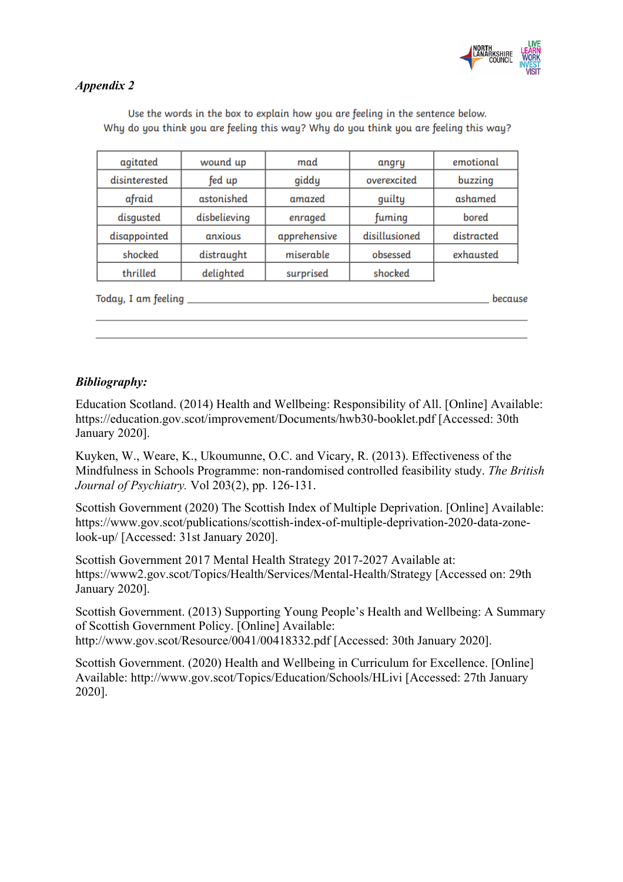*Appendix 2*

Use the words in the box to explain how you are feeling in the sentence below.
Why do you think you are feeling this way? Why do you think you are feeling this way?

| | | | | |
|---|---|---|---|---|
| agitated | wound up | mad | angry | emotional |
| disinterested | fed up | giddy | overexcited | buzzing |
| afraid | astonished | amazed | guilty | ashamed |
| disgusted | disbelieving | enraged | fuming | bored |
| disappointed | anxious | apprehensive | disillusioned | distracted |
| shocked | distraught | miserable | obsessed | exhausted |
| thrilled | delighted | surprised | shocked | |

Today, I am feeling ______________________________________________ because

___________________________________________________________________

___________________________________________________________________

***Bibliography:***

Education Scotland. (2014) Health and Wellbeing: Responsibility of All. [Online] Available: https://education.gov.scot/improvement/Documents/hwb30-booklet.pdf [Accessed: 30th January 2020].

Kuyken, W., Weare, K., Ukoumunne, O.C. and Vicary, R. (2013). Effectiveness of the Mindfulness in Schools Programme: non-randomised controlled feasibility study. *The British Journal of Psychiatry.* Vol 203(2), pp. 126-131.

Scottish Government (2020) The Scottish Index of Multiple Deprivation. [Online] Available: https://www.gov.scot/publications/scottish-index-of-multiple-deprivation-2020-data-zone-look-up/ [Accessed: 31st January 2020].

Scottish Government 2017 Mental Health Strategy 2017-2027 Available at: https://www2.gov.scot/Topics/Health/Services/Mental-Health/Strategy [Accessed on: 29th January 2020].

Scottish Government. (2013) Supporting Young People's Health and Wellbeing: A Summary of Scottish Government Policy. [Online] Available: http://www.gov.scot/Resource/0041/00418332.pdf [Accessed: 30th January 2020].

Scottish Government. (2020) Health and Wellbeing in Curriculum for Excellence. [Online] Available: http://www.gov.scot/Topics/Education/Schools/HLivi [Accessed: 27th January 2020].